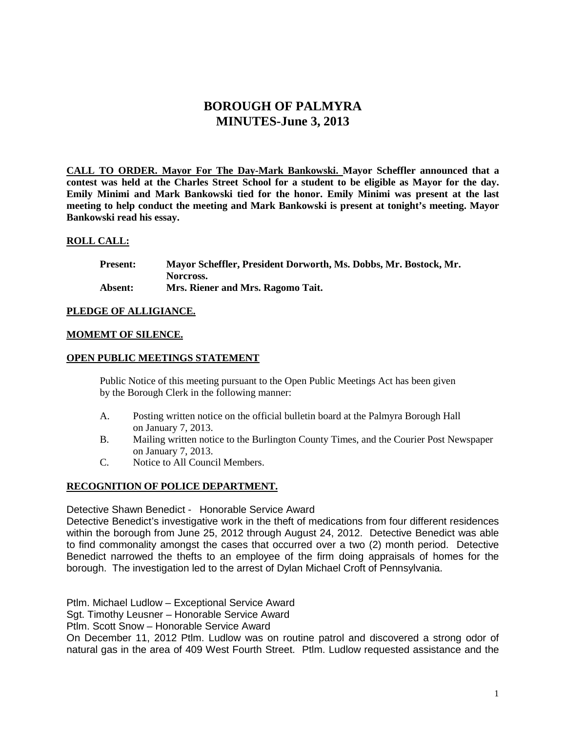# BOROUGH OF PALMYRA
# MINUTES-June 3, 2013

**CALL TO ORDER. Mayor For The Day-Mark Bankowski. Mayor Scheffler announced that a contest was held at the Charles Street School for a student to be eligible as Mayor for the day. Emily Minimi and Mark Bankowski tied for the honor. Emily Minimi was present at the last meeting to help conduct the meeting and Mark Bankowski is present at tonight's meeting. Mayor Bankowski read his essay.**

**ROLL CALL:**

**Present:** **Mayor Scheffler, President Dorworth, Ms. Dobbs, Mr. Bostock, Mr. Norcross.**
**Absent:** **Mrs. Riener and Mrs. Ragomo Tait.**

**PLEDGE OF ALLIGIANCE.**

**MOMEMT OF SILENCE.**

**OPEN PUBLIC MEETINGS STATEMENT**

Public Notice of this meeting pursuant to the Open Public Meetings Act has been given by the Borough Clerk in the following manner:

A. Posting written notice on the official bulletin board at the Palmyra Borough Hall on January 7, 2013.
B. Mailing written notice to the Burlington County Times, and the Courier Post Newspaper on January 7, 2013.
C. Notice to All Council Members.

**RECOGNITION OF POLICE DEPARTMENT.**

Detective Shawn Benedict - Honorable Service Award
Detective Benedict's investigative work in the theft of medications from four different residences within the borough from June 25, 2012 through August 24, 2012. Detective Benedict was able to find commonality amongst the cases that occurred over a two (2) month period. Detective Benedict narrowed the thefts to an employee of the firm doing appraisals of homes for the borough. The investigation led to the arrest of Dylan Michael Croft of Pennsylvania.

Ptlm. Michael Ludlow – Exceptional Service Award
Sgt. Timothy Leusner – Honorable Service Award
Ptlm. Scott Snow – Honorable Service Award
On December 11, 2012 Ptlm. Ludlow was on routine patrol and discovered a strong odor of natural gas in the area of 409 West Fourth Street. Ptlm. Ludlow requested assistance and the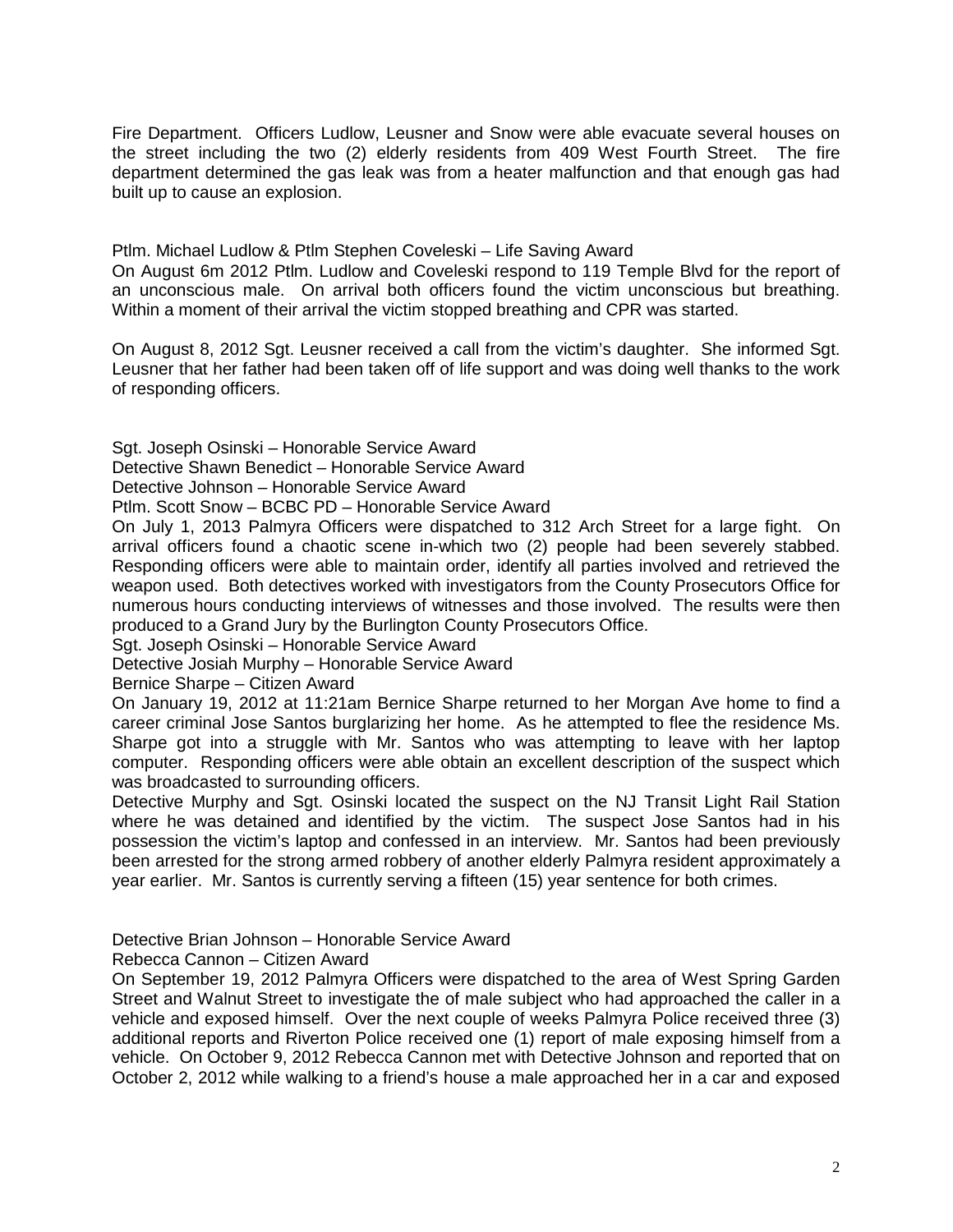Fire Department. Officers Ludlow, Leusner and Snow were able evacuate several houses on the street including the two (2) elderly residents from 409 West Fourth Street. The fire department determined the gas leak was from a heater malfunction and that enough gas had built up to cause an explosion.

Ptlm. Michael Ludlow & Ptlm Stephen Coveleski – Life Saving Award
On August 6m 2012 Ptlm. Ludlow and Coveleski respond to 119 Temple Blvd for the report of an unconscious male. On arrival both officers found the victim unconscious but breathing. Within a moment of their arrival the victim stopped breathing and CPR was started.

On August 8, 2012 Sgt. Leusner received a call from the victim's daughter. She informed Sgt. Leusner that her father had been taken off of life support and was doing well thanks to the work of responding officers.

Sgt. Joseph Osinski – Honorable Service Award
Detective Shawn Benedict – Honorable Service Award
Detective Johnson – Honorable Service Award
Ptlm. Scott Snow – BCBC PD – Honorable Service Award
On July 1, 2013 Palmyra Officers were dispatched to 312 Arch Street for a large fight. On arrival officers found a chaotic scene in-which two (2) people had been severely stabbed. Responding officers were able to maintain order, identify all parties involved and retrieved the weapon used. Both detectives worked with investigators from the County Prosecutors Office for numerous hours conducting interviews of witnesses and those involved. The results were then produced to a Grand Jury by the Burlington County Prosecutors Office.
Sgt. Joseph Osinski – Honorable Service Award
Detective Josiah Murphy – Honorable Service Award
Bernice Sharpe – Citizen Award
On January 19, 2012 at 11:21am Bernice Sharpe returned to her Morgan Ave home to find a career criminal Jose Santos burglarizing her home. As he attempted to flee the residence Ms. Sharpe got into a struggle with Mr. Santos who was attempting to leave with her laptop computer. Responding officers were able obtain an excellent description of the suspect which was broadcasted to surrounding officers.
Detective Murphy and Sgt. Osinski located the suspect on the NJ Transit Light Rail Station where he was detained and identified by the victim. The suspect Jose Santos had in his possession the victim's laptop and confessed in an interview. Mr. Santos had been previously been arrested for the strong armed robbery of another elderly Palmyra resident approximately a year earlier. Mr. Santos is currently serving a fifteen (15) year sentence for both crimes.

Detective Brian Johnson – Honorable Service Award
Rebecca Cannon – Citizen Award
On September 19, 2012 Palmyra Officers were dispatched to the area of West Spring Garden Street and Walnut Street to investigate the of male subject who had approached the caller in a vehicle and exposed himself. Over the next couple of weeks Palmyra Police received three (3) additional reports and Riverton Police received one (1) report of male exposing himself from a vehicle. On October 9, 2012 Rebecca Cannon met with Detective Johnson and reported that on October 2, 2012 while walking to a friend's house a male approached her in a car and exposed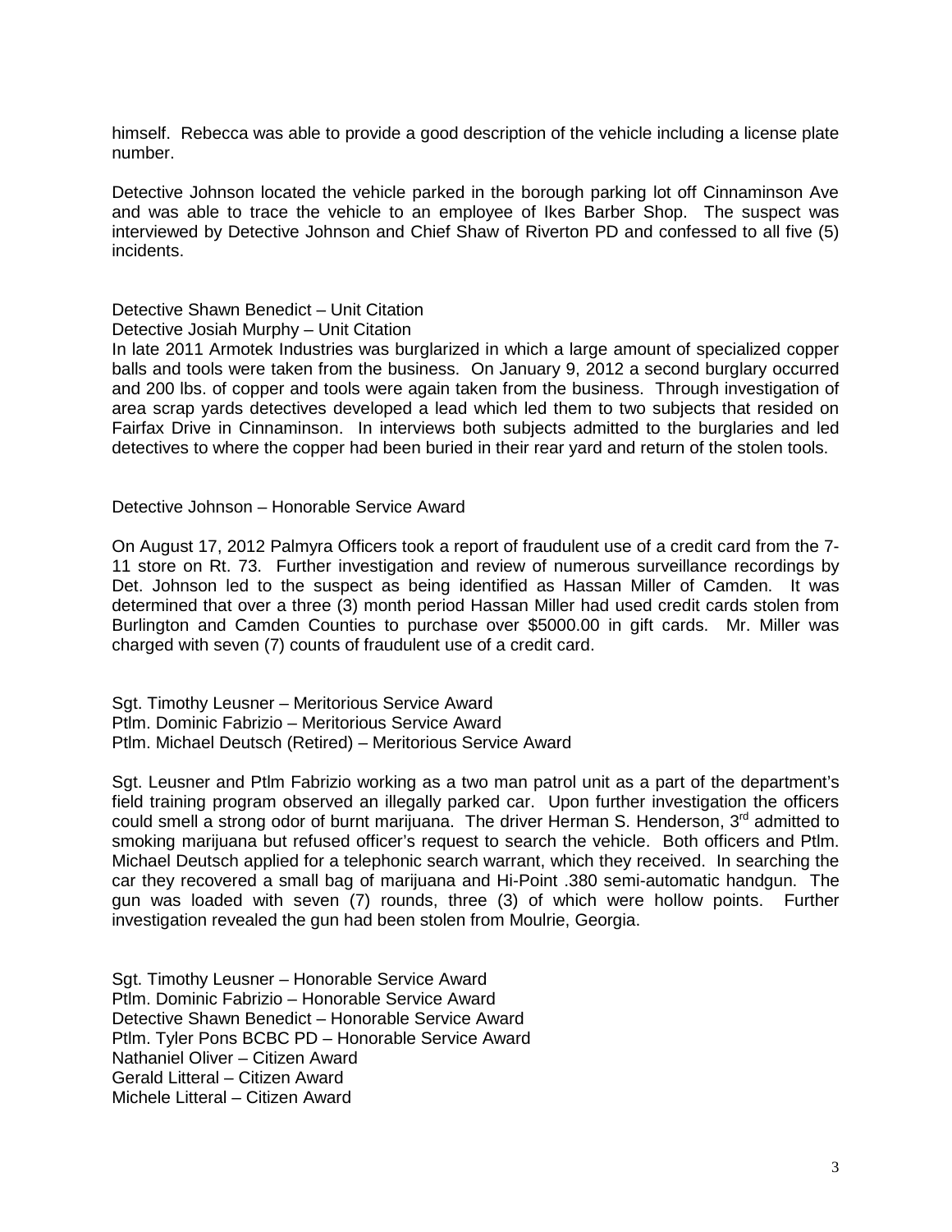himself. Rebecca was able to provide a good description of the vehicle including a license plate number.

Detective Johnson located the vehicle parked in the borough parking lot off Cinnaminson Ave and was able to trace the vehicle to an employee of Ikes Barber Shop. The suspect was interviewed by Detective Johnson and Chief Shaw of Riverton PD and confessed to all five (5) incidents.

Detective Shawn Benedict – Unit Citation
Detective Josiah Murphy – Unit Citation
In late 2011 Armotek Industries was burglarized in which a large amount of specialized copper balls and tools were taken from the business. On January 9, 2012 a second burglary occurred and 200 lbs. of copper and tools were again taken from the business. Through investigation of area scrap yards detectives developed a lead which led them to two subjects that resided on Fairfax Drive in Cinnaminson. In interviews both subjects admitted to the burglaries and led detectives to where the copper had been buried in their rear yard and return of the stolen tools.

Detective Johnson – Honorable Service Award

On August 17, 2012 Palmyra Officers took a report of fraudulent use of a credit card from the 7-11 store on Rt. 73. Further investigation and review of numerous surveillance recordings by Det. Johnson led to the suspect as being identified as Hassan Miller of Camden. It was determined that over a three (3) month period Hassan Miller had used credit cards stolen from Burlington and Camden Counties to purchase over $5000.00 in gift cards. Mr. Miller was charged with seven (7) counts of fraudulent use of a credit card.

Sgt. Timothy Leusner – Meritorious Service Award
Ptlm. Dominic Fabrizio – Meritorious Service Award
Ptlm. Michael Deutsch (Retired) – Meritorious Service Award

Sgt. Leusner and Ptlm Fabrizio working as a two man patrol unit as a part of the department's field training program observed an illegally parked car. Upon further investigation the officers could smell a strong odor of burnt marijuana. The driver Herman S. Henderson, 3rd admitted to smoking marijuana but refused officer's request to search the vehicle. Both officers and Ptlm. Michael Deutsch applied for a telephonic search warrant, which they received. In searching the car they recovered a small bag of marijuana and Hi-Point .380 semi-automatic handgun. The gun was loaded with seven (7) rounds, three (3) of which were hollow points. Further investigation revealed the gun had been stolen from Moulrie, Georgia.

Sgt. Timothy Leusner – Honorable Service Award
Ptlm. Dominic Fabrizio – Honorable Service Award
Detective Shawn Benedict – Honorable Service Award
Ptlm. Tyler Pons BCBC PD – Honorable Service Award
Nathaniel Oliver – Citizen Award
Gerald Litteral – Citizen Award
Michele Litteral – Citizen Award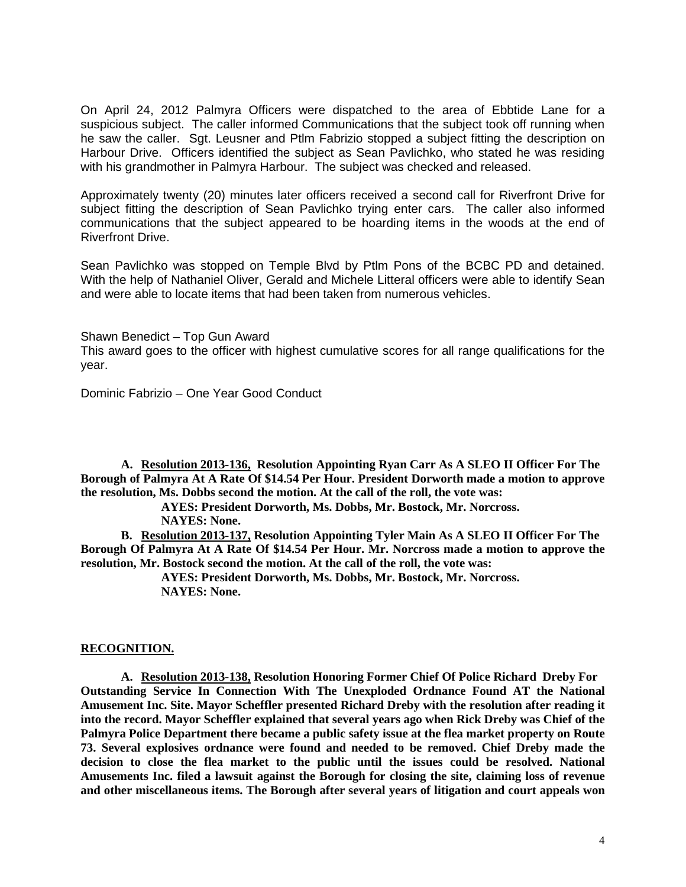On April 24, 2012 Palmyra Officers were dispatched to the area of Ebbtide Lane for a suspicious subject. The caller informed Communications that the subject took off running when he saw the caller. Sgt. Leusner and Ptlm Fabrizio stopped a subject fitting the description on Harbour Drive. Officers identified the subject as Sean Pavlichko, who stated he was residing with his grandmother in Palmyra Harbour. The subject was checked and released.

Approximately twenty (20) minutes later officers received a second call for Riverfront Drive for subject fitting the description of Sean Pavlichko trying enter cars. The caller also informed communications that the subject appeared to be hoarding items in the woods at the end of Riverfront Drive.

Sean Pavlichko was stopped on Temple Blvd by Ptlm Pons of the BCBC PD and detained. With the help of Nathaniel Oliver, Gerald and Michele Litteral officers were able to identify Sean and were able to locate items that had been taken from numerous vehicles.

Shawn Benedict – Top Gun Award
This award goes to the officer with highest cumulative scores for all range qualifications for the year.

Dominic Fabrizio – One Year Good Conduct

**A. <u>Resolution 2013-136,</u> Resolution Appointing Ryan Carr As A SLEO II Officer For The Borough of Palmyra At A Rate Of $14.54 Per Hour. President Dorworth made a motion to approve the resolution, Ms. Dobbs second the motion. At the call of the roll, the vote was:**

**AYES: President Dorworth, Ms. Dobbs, Mr. Bostock, Mr. Norcross.**
**NAYES: None.**

**B. <u>Resolution 2013-137,</u> Resolution Appointing Tyler Main As A SLEO II Officer For The Borough Of Palmyra At A Rate Of $14.54 Per Hour. Mr. Norcross made a motion to approve the resolution, Mr. Bostock second the motion. At the call of the roll, the vote was:**

**AYES: President Dorworth, Ms. Dobbs, Mr. Bostock, Mr. Norcross.**
**NAYES: None.**

**<u>RECOGNITION.</u>**

**A. <u>Resolution 2013-138,</u> Resolution Honoring Former Chief Of Police Richard Dreby For Outstanding Service In Connection With The Unexploded Ordnance Found AT the National Amusement Inc. Site. Mayor Scheffler presented Richard Dreby with the resolution after reading it into the record. Mayor Scheffler explained that several years ago when Rick Dreby was Chief of the Palmyra Police Department there became a public safety issue at the flea market property on Route 73. Several explosives ordnance were found and needed to be removed. Chief Dreby made the decision to close the flea market to the public until the issues could be resolved. National Amusements Inc. filed a lawsuit against the Borough for closing the site, claiming loss of revenue and other miscellaneous items. The Borough after several years of litigation and court appeals won**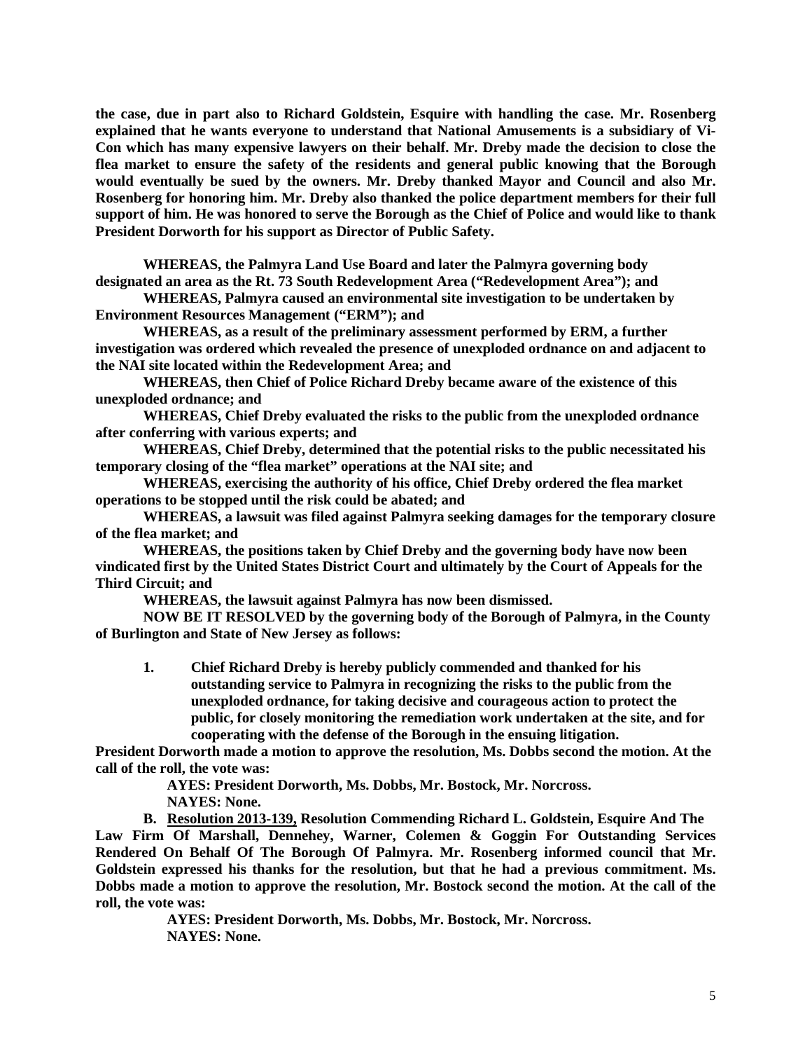**the case, due in part also to Richard Goldstein, Esquire with handling the case. Mr. Rosenberg explained that he wants everyone to understand that National Amusements is a subsidiary of Vi-Con which has many expensive lawyers on their behalf. Mr. Dreby made the decision to close the flea market to ensure the safety of the residents and general public knowing that the Borough would eventually be sued by the owners. Mr. Dreby thanked Mayor and Council and also Mr. Rosenberg for honoring him. Mr. Dreby also thanked the police department members for their full support of him. He was honored to serve the Borough as the Chief of Police and would like to thank President Dorworth for his support as Director of Public Safety.**

**WHEREAS, the Palmyra Land Use Board and later the Palmyra governing body designated an area as the Rt. 73 South Redevelopment Area ("Redevelopment Area"); and**

**WHEREAS, Palmyra caused an environmental site investigation to be undertaken by Environment Resources Management ("ERM"); and**

**WHEREAS, as a result of the preliminary assessment performed by ERM, a further investigation was ordered which revealed the presence of unexploded ordnance on and adjacent to the NAI site located within the Redevelopment Area; and**

**WHEREAS, then Chief of Police Richard Dreby became aware of the existence of this unexploded ordnance; and**

**WHEREAS, Chief Dreby evaluated the risks to the public from the unexploded ordnance after conferring with various experts; and**

**WHEREAS, Chief Dreby, determined that the potential risks to the public necessitated his temporary closing of the "flea market" operations at the NAI site; and**

**WHEREAS, exercising the authority of his office, Chief Dreby ordered the flea market operations to be stopped until the risk could be abated; and**

**WHEREAS, a lawsuit was filed against Palmyra seeking damages for the temporary closure of the flea market; and**

**WHEREAS, the positions taken by Chief Dreby and the governing body have now been vindicated first by the United States District Court and ultimately by the Court of Appeals for the Third Circuit; and**

**WHEREAS, the lawsuit against Palmyra has now been dismissed.**

**NOW BE IT RESOLVED by the governing body of the Borough of Palmyra, in the County of Burlington and State of New Jersey as follows:**

1. **Chief Richard Dreby is hereby publicly commended and thanked for his outstanding service to Palmyra in recognizing the risks to the public from the unexploded ordnance, for taking decisive and courageous action to protect the public, for closely monitoring the remediation work undertaken at the site, and for cooperating with the defense of the Borough in the ensuing litigation.**

**President Dorworth made a motion to approve the resolution, Ms. Dobbs second the motion. At the call of the roll, the vote was:**

**AYES: President Dorworth, Ms. Dobbs, Mr. Bostock, Mr. Norcross.**
**NAYES: None.**

**B. Resolution 2013-139, Resolution Commending Richard L. Goldstein, Esquire And The Law Firm Of Marshall, Dennehey, Warner, Colemen & Goggin For Outstanding Services Rendered On Behalf Of The Borough Of Palmyra. Mr. Rosenberg informed council that Mr. Goldstein expressed his thanks for the resolution, but that he had a previous commitment. Ms. Dobbs made a motion to approve the resolution, Mr. Bostock second the motion. At the call of the roll, the vote was:**

**AYES: President Dorworth, Ms. Dobbs, Mr. Bostock, Mr. Norcross.**
**NAYES: None.**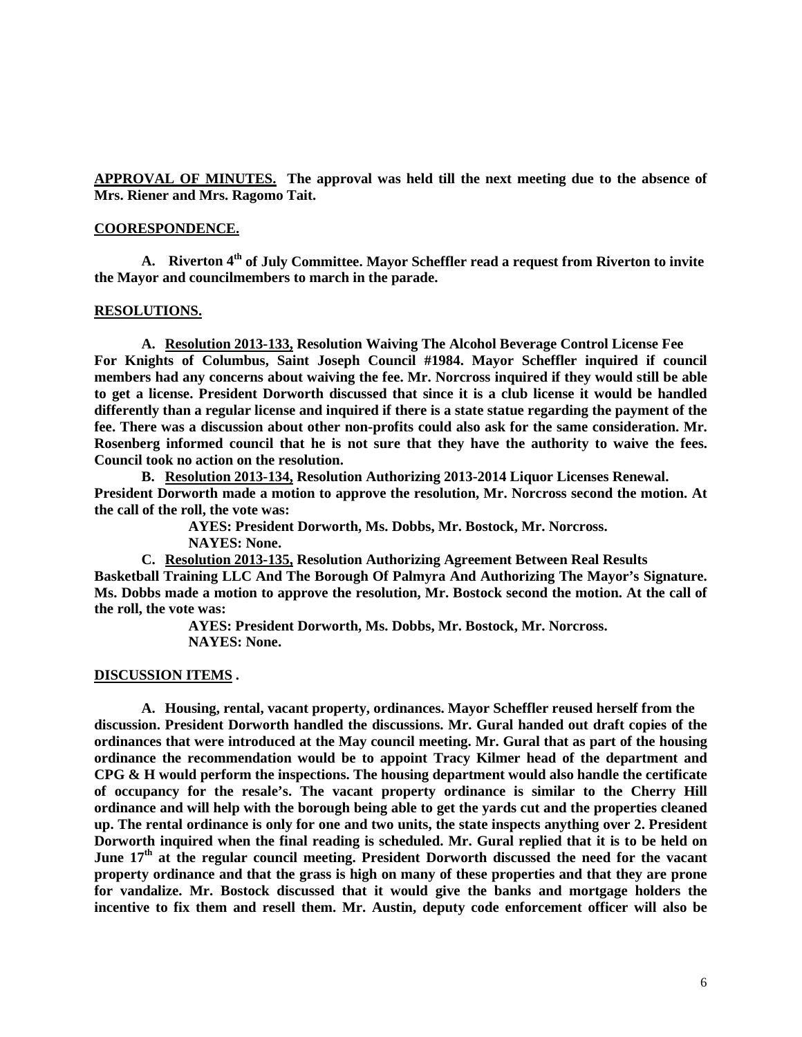**APPROVAL OF MINUTES. The approval was held till the next meeting due to the absence of Mrs. Riener and Mrs. Ragomo Tait.**

**COORESPONDENCE.**

**A. Riverton 4th of July Committee. Mayor Scheffler read a request from Riverton to invite the Mayor and councilmembers to march in the parade.**

**RESOLUTIONS.**

**A. Resolution 2013-133, Resolution Waiving The Alcohol Beverage Control License Fee For Knights of Columbus, Saint Joseph Council #1984. Mayor Scheffler inquired if council members had any concerns about waiving the fee. Mr. Norcross inquired if they would still be able to get a license. President Dorworth discussed that since it is a club license it would be handled differently than a regular license and inquired if there is a state statue regarding the payment of the fee. There was a discussion about other non-profits could also ask for the same consideration. Mr. Rosenberg informed council that he is not sure that they have the authority to waive the fees. Council took no action on the resolution.**

**B. Resolution 2013-134, Resolution Authorizing 2013-2014 Liquor Licenses Renewal. President Dorworth made a motion to approve the resolution, Mr. Norcross second the motion. At the call of the roll, the vote was:**

**AYES: President Dorworth, Ms. Dobbs, Mr. Bostock, Mr. Norcross.**
**NAYES: None.**

**C. Resolution 2013-135, Resolution Authorizing Agreement Between Real Results Basketball Training LLC And The Borough Of Palmyra And Authorizing The Mayor's Signature. Ms. Dobbs made a motion to approve the resolution, Mr. Bostock second the motion. At the call of the roll, the vote was:**

**AYES: President Dorworth, Ms. Dobbs, Mr. Bostock, Mr. Norcross.**
**NAYES: None.**

**DISCUSSION ITEMS .**

**A. Housing, rental, vacant property, ordinances. Mayor Scheffler reused herself from the discussion. President Dorworth handled the discussions. Mr. Gural handed out draft copies of the ordinances that were introduced at the May council meeting. Mr. Gural that as part of the housing ordinance the recommendation would be to appoint Tracy Kilmer head of the department and CPG & H would perform the inspections. The housing department would also handle the certificate of occupancy for the resale's. The vacant property ordinance is similar to the Cherry Hill ordinance and will help with the borough being able to get the yards cut and the properties cleaned up. The rental ordinance is only for one and two units, the state inspects anything over 2. President Dorworth inquired when the final reading is scheduled. Mr. Gural replied that it is to be held on June 17th at the regular council meeting. President Dorworth discussed the need for the vacant property ordinance and that the grass is high on many of these properties and that they are prone for vandalize. Mr. Bostock discussed that it would give the banks and mortgage holders the incentive to fix them and resell them. Mr. Austin, deputy code enforcement officer will also be**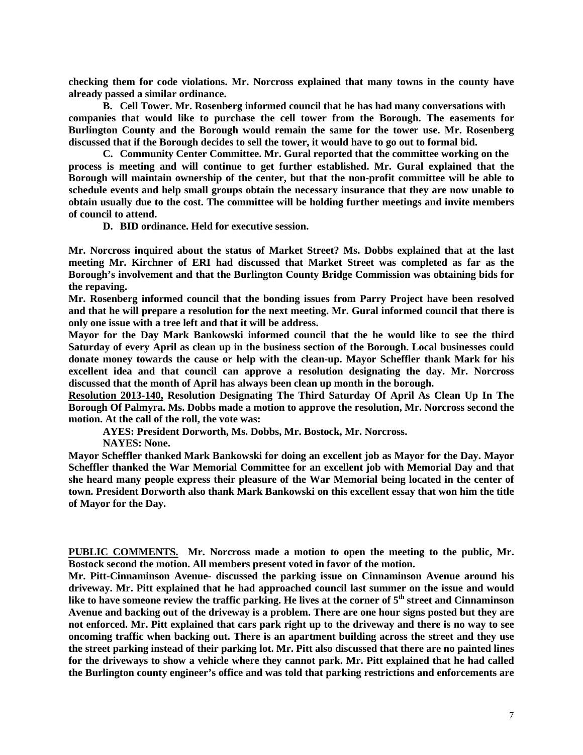**checking them for code violations. Mr. Norcross explained that many towns in the county have already passed a similar ordinance.**

**B. Cell Tower. Mr. Rosenberg informed council that he has had many conversations with companies that would like to purchase the cell tower from the Borough. The easements for Burlington County and the Borough would remain the same for the tower use. Mr. Rosenberg discussed that if the Borough decides to sell the tower, it would have to go out to formal bid.**

**C. Community Center Committee. Mr. Gural reported that the committee working on the process is meeting and will continue to get further established. Mr. Gural explained that the Borough will maintain ownership of the center, but that the non-profit committee will be able to schedule events and help small groups obtain the necessary insurance that they are now unable to obtain usually due to the cost. The committee will be holding further meetings and invite members of council to attend.**

**D. BID ordinance. Held for executive session.**

**Mr. Norcross inquired about the status of Market Street? Ms. Dobbs explained that at the last meeting Mr. Kirchner of ERI had discussed that Market Street was completed as far as the Borough's involvement and that the Burlington County Bridge Commission was obtaining bids for the repaving.**

**Mr. Rosenberg informed council that the bonding issues from Parry Project have been resolved and that he will prepare a resolution for the next meeting. Mr. Gural informed council that there is only one issue with a tree left and that it will be address.**

**Mayor for the Day Mark Bankowski informed council that the he would like to see the third Saturday of every April as clean up in the business section of the Borough. Local businesses could donate money towards the cause or help with the clean-up. Mayor Scheffler thank Mark for his excellent idea and that council can approve a resolution designating the day. Mr. Norcross discussed that the month of April has always been clean up month in the borough.**

**<u>Resolution 2013-140,</u> Resolution Designating The Third Saturday Of April As Clean Up In The Borough Of Palmyra. Ms. Dobbs made a motion to approve the resolution, Mr. Norcross second the motion. At the call of the roll, the vote was:**

**AYES: President Dorworth, Ms. Dobbs, Mr. Bostock, Mr. Norcross.**

**NAYES: None.**

**Mayor Scheffler thanked Mark Bankowski for doing an excellent job as Mayor for the Day. Mayor Scheffler thanked the War Memorial Committee for an excellent job with Memorial Day and that she heard many people express their pleasure of the War Memorial being located in the center of town. President Dorworth also thank Mark Bankowski on this excellent essay that won him the title of Mayor for the Day.**

**<u>PUBLIC COMMENTS.</u> Mr. Norcross made a motion to open the meeting to the public, Mr. Bostock second the motion. All members present voted in favor of the motion.**

**Mr. Pitt-Cinnaminson Avenue- discussed the parking issue on Cinnaminson Avenue around his driveway. Mr. Pitt explained that he had approached council last summer on the issue and would like to have someone review the traffic parking. He lives at the corner of 5th street and Cinnaminson Avenue and backing out of the driveway is a problem. There are one hour signs posted but they are not enforced. Mr. Pitt explained that cars park right up to the driveway and there is no way to see oncoming traffic when backing out. There is an apartment building across the street and they use the street parking instead of their parking lot. Mr. Pitt also discussed that there are no painted lines for the driveways to show a vehicle where they cannot park. Mr. Pitt explained that he had called the Burlington county engineer's office and was told that parking restrictions and enforcements are**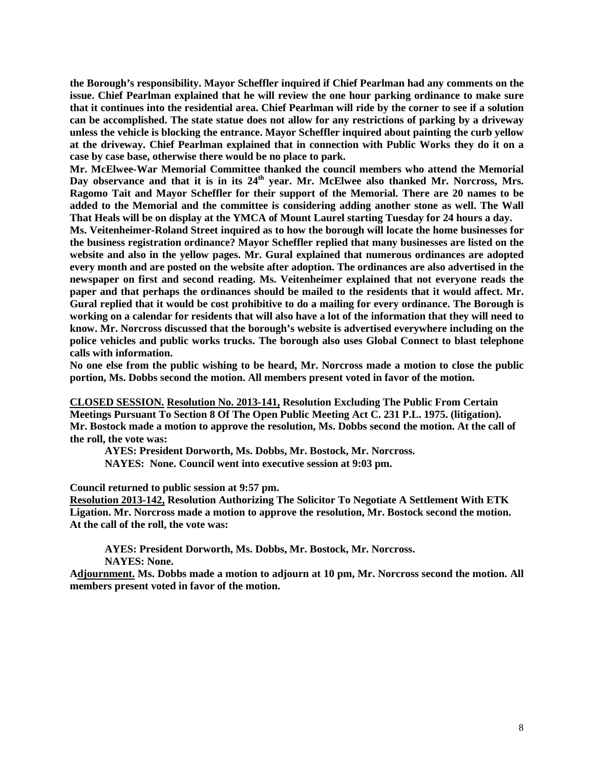**the Borough's responsibility. Mayor Scheffler inquired if Chief Pearlman had any comments on the issue. Chief Pearlman explained that he will review the one hour parking ordinance to make sure that it continues into the residential area. Chief Pearlman will ride by the corner to see if a solution can be accomplished. The state statue does not allow for any restrictions of parking by a driveway unless the vehicle is blocking the entrance. Mayor Scheffler inquired about painting the curb yellow at the driveway. Chief Pearlman explained that in connection with Public Works they do it on a case by case base, otherwise there would be no place to park.**

**Mr. McElwee-War Memorial Committee thanked the council members who attend the Memorial Day observance and that it is in its 24th year. Mr. McElwee also thanked Mr. Norcross, Mrs. Ragomo Tait and Mayor Scheffler for their support of the Memorial. There are 20 names to be added to the Memorial and the committee is considering adding another stone as well. The Wall That Heals will be on display at the YMCA of Mount Laurel starting Tuesday for 24 hours a day.**

**Ms. Veitenheimer-Roland Street inquired as to how the borough will locate the home businesses for the business registration ordinance? Mayor Scheffler replied that many businesses are listed on the website and also in the yellow pages. Mr. Gural explained that numerous ordinances are adopted every month and are posted on the website after adoption. The ordinances are also advertised in the newspaper on first and second reading. Ms. Veitenheimer explained that not everyone reads the paper and that perhaps the ordinances should be mailed to the residents that it would affect. Mr. Gural replied that it would be cost prohibitive to do a mailing for every ordinance. The Borough is working on a calendar for residents that will also have a lot of the information that they will need to know. Mr. Norcross discussed that the borough's website is advertised everywhere including on the police vehicles and public works trucks. The borough also uses Global Connect to blast telephone calls with information.**

**No one else from the public wishing to be heard, Mr. Norcross made a motion to close the public portion, Ms. Dobbs second the motion. All members present voted in favor of the motion.**

**CLOSED SESSION. Resolution No. 2013-141, Resolution Excluding The Public From Certain Meetings Pursuant To Section 8 Of The Open Public Meeting Act C. 231 P.L. 1975. (litigation). Mr. Bostock made a motion to approve the resolution, Ms. Dobbs second the motion. At the call of the roll, the vote was:**

**AYES: President Dorworth, Ms. Dobbs, Mr. Bostock, Mr. Norcross.**
**NAYES: None. Council went into executive session at 9:03 pm.**

**Council returned to public session at 9:57 pm.**

**Resolution 2013-142, Resolution Authorizing The Solicitor To Negotiate A Settlement With ETK Ligation. Mr. Norcross made a motion to approve the resolution, Mr. Bostock second the motion. At the call of the roll, the vote was:**

**AYES: President Dorworth, Ms. Dobbs, Mr. Bostock, Mr. Norcross.**
**NAYES: None.**

**Adjournment. Ms. Dobbs made a motion to adjourn at 10 pm, Mr. Norcross second the motion. All members present voted in favor of the motion.**